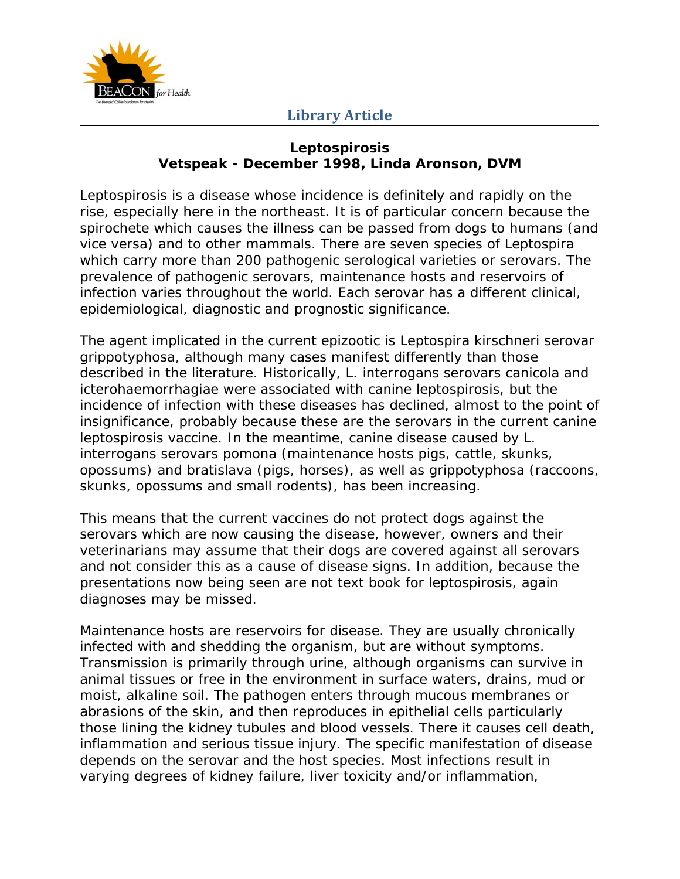**Library Article**

# Leptospirosis

## Vetspeak - December 1998, Linda Aronson, DVM

Leptospirosis is a disease whose incidence is definitely and rapidly on the rise, especially here in the northeast. It is of particular concern because the spirochete which causes the illness can be passed from dogs to humans (and vice versa) and to other mammals. There are seven species of Leptospira which carry more than 200 pathogenic serological varieties or serovars. The prevalence of pathogenic serovars, maintenance hosts and reservoirs of infection varies throughout the world. Each serovar has a different clinical, epidemiological, diagnostic and prognostic significance.

The agent implicated in the current epizootic is Leptospira kirschneri serovar grippotyphosa, although many cases manifest differently than those described in the literature. Historically, L. interrogans serovars canicola and icterohaemorrhagiae were associated with canine leptospirosis, but the incidence of infection with these diseases has declined, almost to the point of insignificance, probably because these are the serovars in the current canine leptospirosis vaccine. In the meantime, canine disease caused by L. interrogans serovars pomona (maintenance hosts pigs, cattle, skunks, opossums) and bratislava (pigs, horses), as well as grippotyphosa (raccoons, skunks, opossums and small rodents), has been increasing.

This means that the current vaccines do not protect dogs against the serovars which are now causing the disease, however, owners and their veterinarians may assume that their dogs are covered against all serovars and not consider this as a cause of disease signs. In addition, because the presentations now being seen are not text book for leptospirosis, again diagnoses may be missed.

Maintenance hosts are reservoirs for disease. They are usually chronically infected with and shedding the organism, but are without symptoms. Transmission is primarily through urine, although organisms can survive in animal tissues or free in the environment in surface waters, drains, mud or moist, alkaline soil. The pathogen enters through mucous membranes or abrasions of the skin, and then reproduces in epithelial cells particularly those lining the kidney tubules and blood vessels. There it causes cell death, inflammation and serious tissue injury. The specific manifestation of disease depends on the serovar and the host species. Most infections result in varying degrees of kidney failure, liver toxicity and/or inflammation,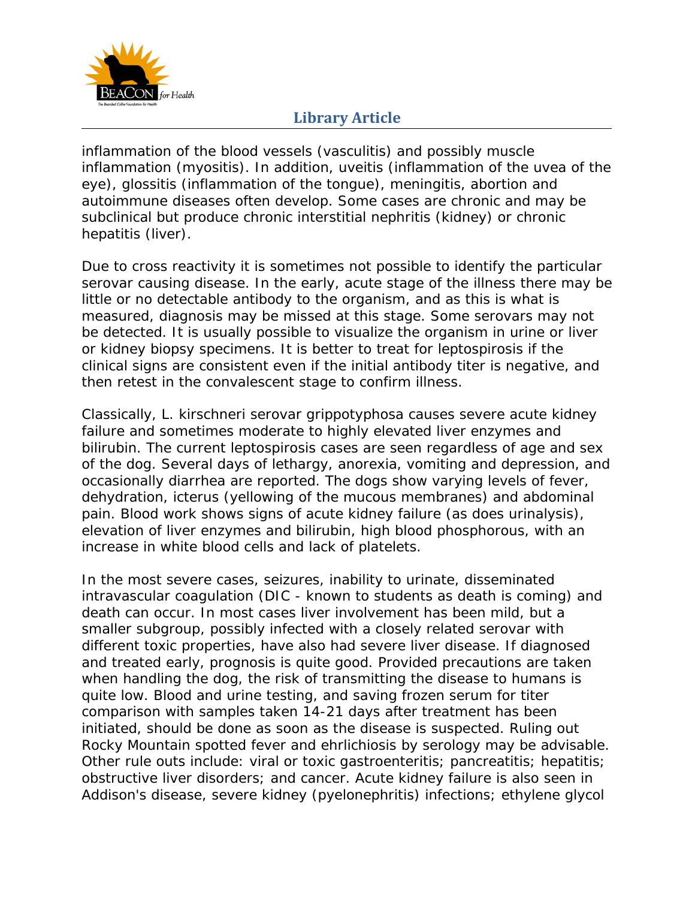inflammation of the blood vessels (vasculitis) and possibly muscle inflammation (myositis). In addition, uveitis (inflammation of the uvea of the eye), glossitis (inflammation of the tongue), meningitis, abortion and autoimmune diseases often develop. Some cases are chronic and may be subclinical but produce chronic interstitial nephritis (kidney) or chronic hepatitis (liver).

Due to cross reactivity it is sometimes not possible to identify the particular serovar causing disease. In the early, acute stage of the illness there may be little or no detectable antibody to the organism, and as this is what is measured, diagnosis may be missed at this stage. Some serovars may not be detected. It is usually possible to visualize the organism in urine or liver or kidney biopsy specimens. It is better to treat for leptospirosis if the clinical signs are consistent even if the initial antibody titer is negative, and then retest in the convalescent stage to confirm illness.

Classically, L. kirschneri serovar grippotyphosa causes severe acute kidney failure and sometimes moderate to highly elevated liver enzymes and bilirubin. The current leptospirosis cases are seen regardless of age and sex of the dog. Several days of lethargy, anorexia, vomiting and depression, and occasionally diarrhea are reported. The dogs show varying levels of fever, dehydration, icterus (yellowing of the mucous membranes) and abdominal pain. Blood work shows signs of acute kidney failure (as does urinalysis), elevation of liver enzymes and bilirubin, high blood phosphorous, with an increase in white blood cells and lack of platelets.

In the most severe cases, seizures, inability to urinate, disseminated intravascular coagulation (DIC - known to students as death is coming) and death can occur. In most cases liver involvement has been mild, but a smaller subgroup, possibly infected with a closely related serovar with different toxic properties, have also had severe liver disease. If diagnosed and treated early, prognosis is quite good. Provided precautions are taken when handling the dog, the risk of transmitting the disease to humans is quite low. Blood and urine testing, and saving frozen serum for titer comparison with samples taken 14-21 days after treatment has been initiated, should be done as soon as the disease is suspected. Ruling out Rocky Mountain spotted fever and ehrlichiosis by serology may be advisable. Other rule outs include: viral or toxic gastroenteritis; pancreatitis; hepatitis; obstructive liver disorders; and cancer. Acute kidney failure is also seen in Addison's disease, severe kidney (pyelonephritis) infections; ethylene glycol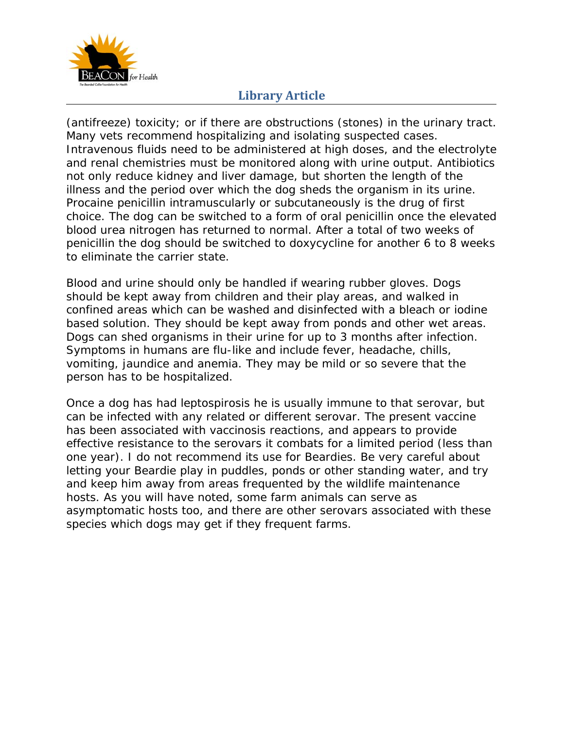(antifreeze) toxicity; or if there are obstructions (stones) in the urinary tract. Many vets recommend hospitalizing and isolating suspected cases. Intravenous fluids need to be administered at high doses, and the electrolyte and renal chemistries must be monitored along with urine output. Antibiotics not only reduce kidney and liver damage, but shorten the length of the illness and the period over which the dog sheds the organism in its urine. Procaine penicillin intramuscularly or subcutaneously is the drug of first choice. The dog can be switched to a form of oral penicillin once the elevated blood urea nitrogen has returned to normal. After a total of two weeks of penicillin the dog should be switched to doxycycline for another 6 to 8 weeks to eliminate the carrier state.

Blood and urine should only be handled if wearing rubber gloves. Dogs should be kept away from children and their play areas, and walked in confined areas which can be washed and disinfected with a bleach or iodine based solution. They should be kept away from ponds and other wet areas. Dogs can shed organisms in their urine for up to 3 months after infection. Symptoms in humans are flu-like and include fever, headache, chills, vomiting, jaundice and anemia. They may be mild or so severe that the person has to be hospitalized.

Once a dog has had leptospirosis he is usually immune to that serovar, but can be infected with any related or different serovar. The present vaccine has been associated with vaccinosis reactions, and appears to provide effective resistance to the serovars it combats for a limited period (less than one year). I do not recommend its use for Beardies. Be very careful about letting your Beardie play in puddles, ponds or other standing water, and try and keep him away from areas frequented by the wildlife maintenance hosts. As you will have noted, some farm animals can serve as asymptomatic hosts too, and there are other serovars associated with these species which dogs may get if they frequent farms.